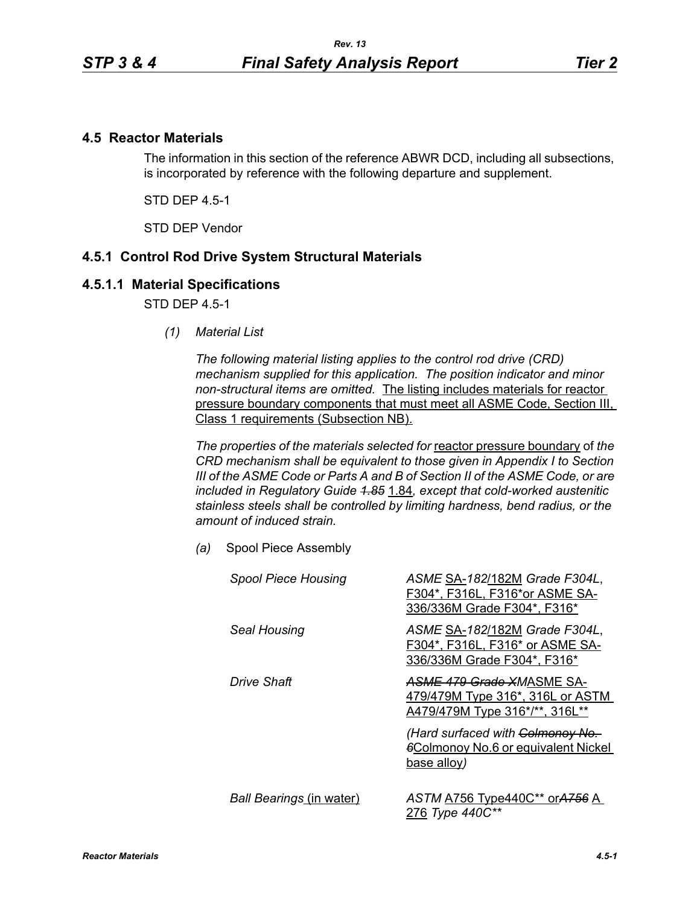## 4.5 Reactor Materials

The information in this section of the reference ABWR DCD, including all subsections, is incorporated by reference with the following departure and supplement.

STD DEP 4.5-1

STD DEP Vendor

### 4.5.1 Control Rod Drive System Structural Materials

#### 4.5.1.1 Material Specifications

STD DEP 4.5-1

*(1) Material List*

*The following material listing applies to the control rod drive (CRD) mechanism supplied for this application. The position indicator and minor non-structural items are omitted.* The listing includes materials for reactor pressure boundary components that must meet all ASME Code, Section III, Class 1 requirements (Subsection NB).

*The properties of the materials selected for* reactor pressure boundary of *the CRD mechanism shall be equivalent to those given in Appendix I to Section III of the ASME Code or Parts A and B of Section II of the ASME Code, or are included in Regulatory Guide ~~1.85~~* 1.84*, except that cold-worked austenitic stainless steels shall be controlled by limiting hardness, bend radius, or the amount of induced strain.*

*(a)* Spool Piece Assembly

| | |
|---|---|
| *Spool Piece Housing* | *ASME* SA-*182*/182M *Grade F304L*, F304*, F316L, F316*or ASME SA-336/336M Grade F304*, F316* |
| *Seal Housing* | *ASME* SA-*182*/182M *Grade F304L*, F304*, F316L, F316* or ASME SA-336/336M Grade F304*, F316* |
| *Drive Shaft* | ~~*ASME 479 Grade XM*~~ASME SA-479/479M Type 316*, 316L or ASTM A479/479M Type 316*/**, 316L** |
| | *(Hard surfaced with* ~~*Colmonoy No. 6*~~Colmonoy No.6 or equivalent Nickel base alloy*)* |
| *Ball Bearings* (in water) | *ASTM* A756 Type440C** or~~*A756*~~ A 276 *Type 440C*** |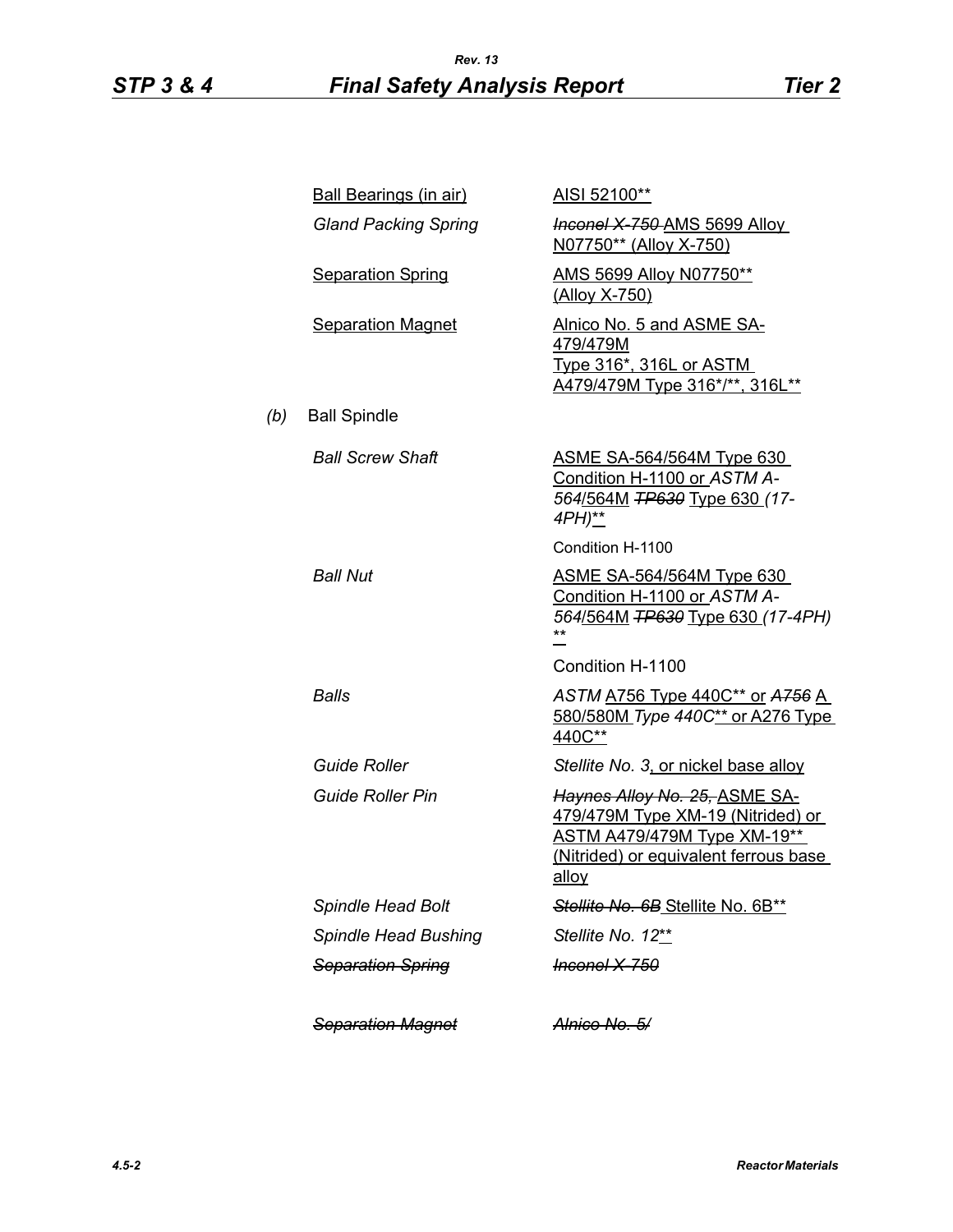| | |
|---|---|
| Ball Bearings (in air) | AISI 52100** |
| *Gland Packing Spring* | ~~*Inconel X-750*~~ AMS 5699 Alloy N07750** (Alloy X-750) |
| Separation Spring | AMS 5699 Alloy N07750** (Alloy X-750) |
| Separation Magnet | Alnico No. 5 and ASME SA-479/479M Type 316*, 316L or ASTM A479/479M Type 316*/**, 316L** |

*(b)* Ball Spindle

| | |
|---|---|
| *Ball Screw Shaft* | ASME SA-564/564M Type 630 Condition H-1100 or *ASTM A-564*/564M ~~*TP630*~~ Type 630 *(17-4PH)*** |
| | Condition H-1100 |
| *Ball Nut* | ASME SA-564/564M Type 630 Condition H-1100 or *ASTM A-564*/564M ~~*TP630*~~ Type 630 *(17-4PH)* ** |
| | Condition H-1100 |
| *Balls* | *ASTM* A756 Type 440C** or ~~*A756*~~ A 580/580M *Type 440C*** or A276 Type 440C** |
| *Guide Roller* | *Stellite No. 3*, or nickel base alloy |
| *Guide Roller Pin* | ~~*Haynes Alloy No. 25,*~~ ASME SA-479/479M Type XM-19 (Nitrided) or ASTM A479/479M Type XM-19** (Nitrided) or equivalent ferrous base alloy |
| *Spindle Head Bolt* | ~~*Stellite No. 6B*~~ Stellite No. 6B** |
| *Spindle Head Bushing* | *Stellite No. 12*** |
| ~~*Separation Spring*~~ | ~~*Inconel X-750*~~ |
| ~~*Separation Magnet*~~ | ~~*Alnico No. 5/*~~ |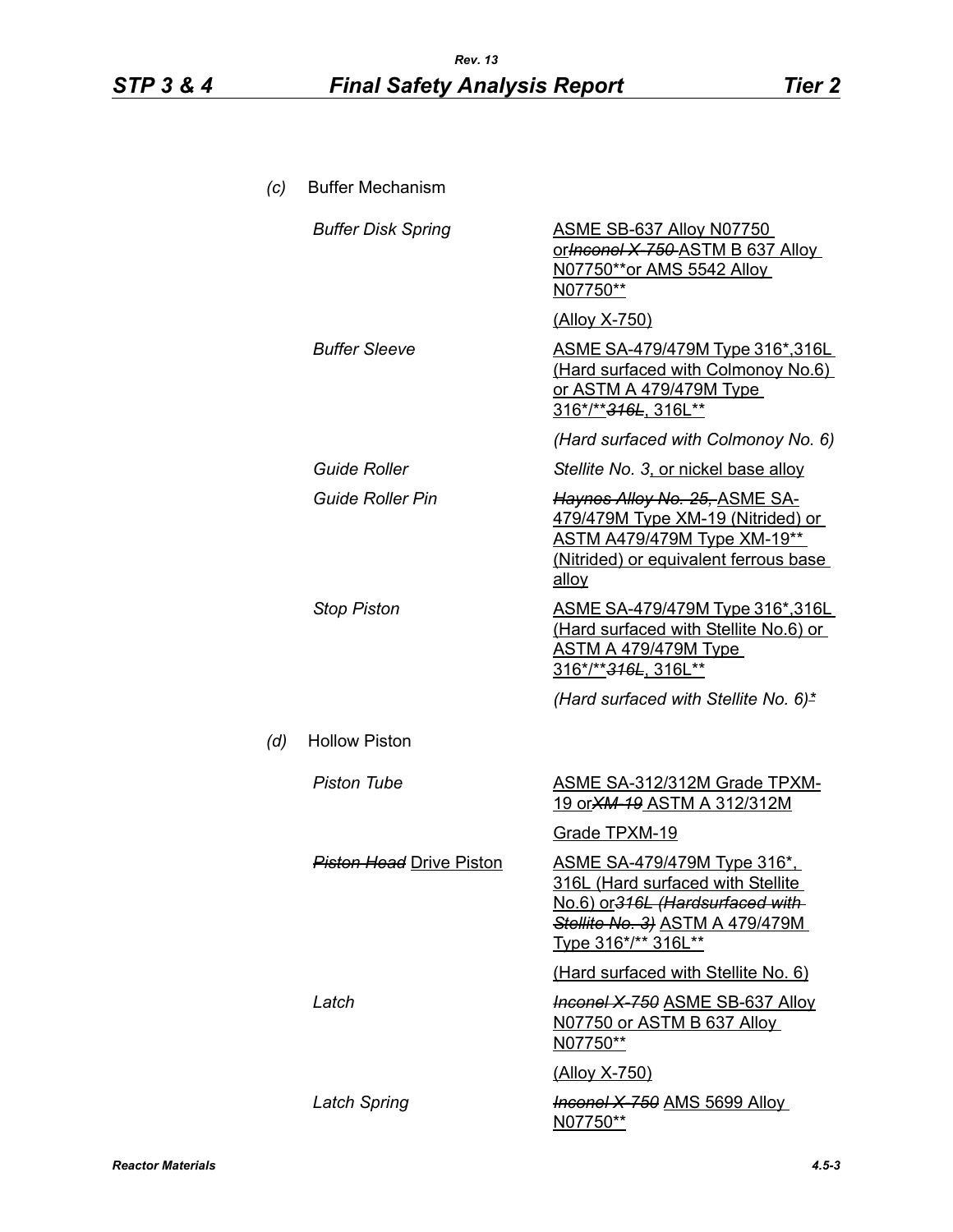*(c)* Buffer Mechanism

| | |
|---|---|
| *Buffer Disk Spring* | ASME SB-637 Alloy N07750 or~~*Inconel X-750*~~ ASTM B 637 Alloy N07750**or AMS 5542 Alloy N07750** |
| | (Alloy X-750) |
| *Buffer Sleeve* | ASME SA-479/479M Type 316*,316L (Hard surfaced with Colmonoy No.6) or ASTM A 479/479M Type 316*/**~~*316L*~~, 316L** |
| | *(Hard surfaced with Colmonoy No. 6)* |
| *Guide Roller* | *Stellite No. 3*, or nickel base alloy |
| *Guide Roller Pin* | ~~*Haynes Alloy No. 25,*~~ ASME SA-479/479M Type XM-19 (Nitrided) or ASTM A479/479M Type XM-19** (Nitrided) or equivalent ferrous base alloy |
| *Stop Piston* | ASME SA-479/479M Type 316*,316L (Hard surfaced with Stellite No.6) or ASTM A 479/479M Type 316*/**~~*316L*~~, 316L** |
| | *(Hard surfaced with Stellite No. 6)** |

*(d)* Hollow Piston

| | |
|---|---|
| *Piston Tube* | ASME SA-312/312M Grade TPXM-19 or~~*XM-19*~~ ASTM A 312/312M |
| | Grade TPXM-19 |
| ~~*Piston Head*~~ Drive Piston | ASME SA-479/479M Type 316*, 316L (Hard surfaced with Stellite No.6) or~~*316L (Hardsurfaced with Stellite No. 3)*~~ ASTM A 479/479M Type 316*/** 316L** |
| | (Hard surfaced with Stellite No. 6) |
| *Latch* | ~~*Inconel X-750*~~ ASME SB-637 Alloy N07750 or ASTM B 637 Alloy N07750** |
| | (Alloy X-750) |
| *Latch Spring* | ~~*Inconel X-750*~~ AMS 5699 Alloy N07750** |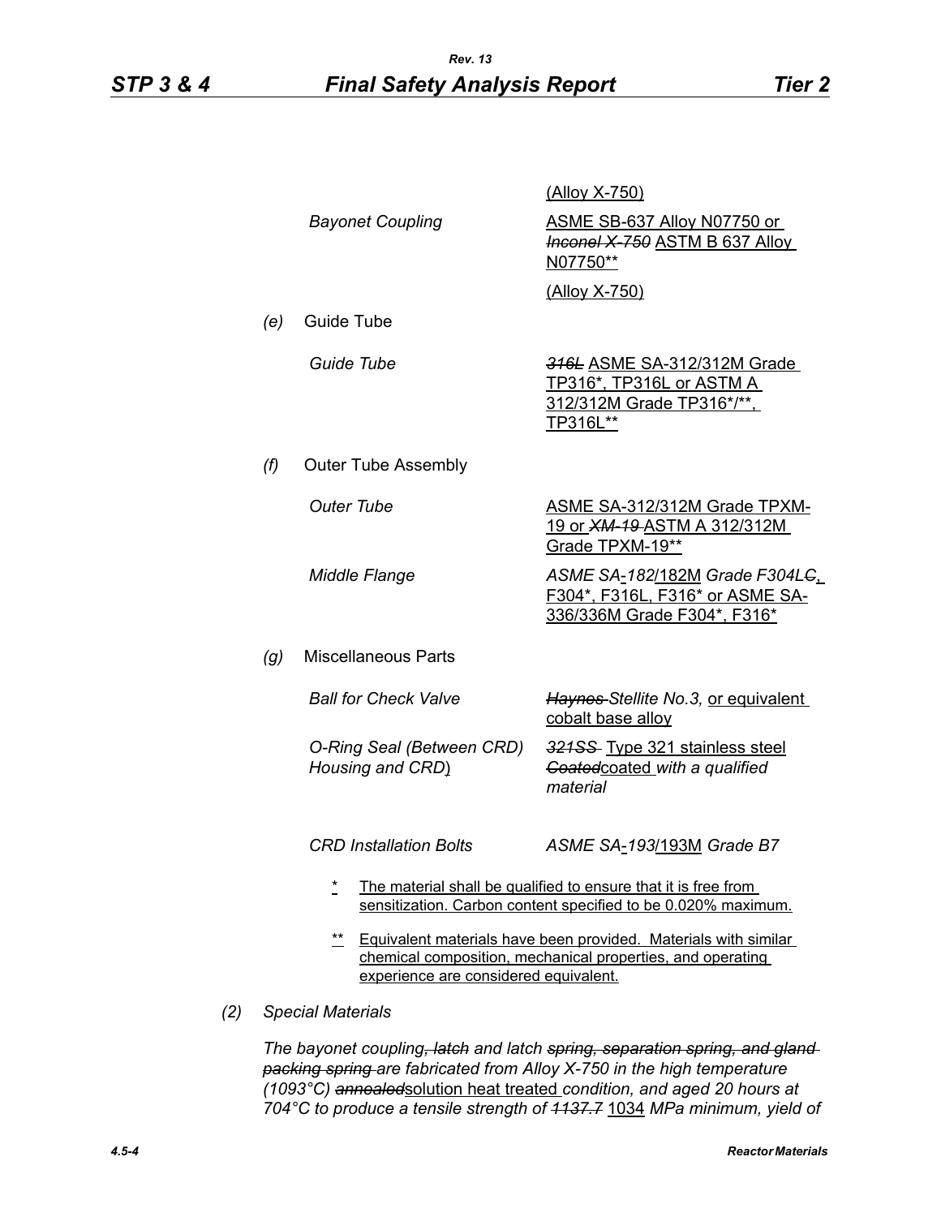| | |
|---|---|
| | (Alloy X-750) |
| *Bayonet Coupling* | ASME SB-637 Alloy N07750 or ~~*Inconel X-750*~~ ASTM B 637 Alloy N07750** |
| | (Alloy X-750) |

*(e)* Guide Tube

| | |
|---|---|
| *Guide Tube* | ~~*316L*~~ ASME SA-312/312M Grade TP316*, TP316L or ASTM A 312/312M Grade TP316*/**, TP316L** |

*(f)* Outer Tube Assembly

| | |
|---|---|
| *Outer Tube* | ASME SA-312/312M Grade TPXM-19 or ~~*XM-19*~~ ASTM A 312/312M Grade TPXM-19** |
| *Middle Flange* | *ASME SA-182*/182M *Grade F304L*~~*C*~~, F304*, F316L, F316* or ASME SA-336/336M Grade F304*, F316* |

*(g)* Miscellaneous Parts

| | |
|---|---|
| *Ball for Check Valve* | ~~*Haynes*~~ *Stellite No.3,* or equivalent cobalt base alloy |
| *O-Ring Seal (Between CRD) Housing and CRD)* | ~~*321SS*~~ Type 321 stainless steel ~~*Coated*~~coated *with a qualified material* |
| *CRD Installation Bolts* | *ASME SA-193*/193M *Grade B7* |

\* The material shall be qualified to ensure that it is free from sensitization. Carbon content specified to be 0.020% maximum.

\** Equivalent materials have been provided. Materials with similar chemical composition, mechanical properties, and operating experience are considered equivalent.

*(2) Special Materials*

*The bayonet coupling~~, latch~~ and latch ~~spring, separation spring, and gland packing spring~~ are fabricated from Alloy X-750 in the high temperature (1093°C)* ~~*annealed*~~solution heat treated *condition, and aged 20 hours at 704°C to produce a tensile strength of* ~~*1137.7*~~ 1034 *MPa minimum, yield of*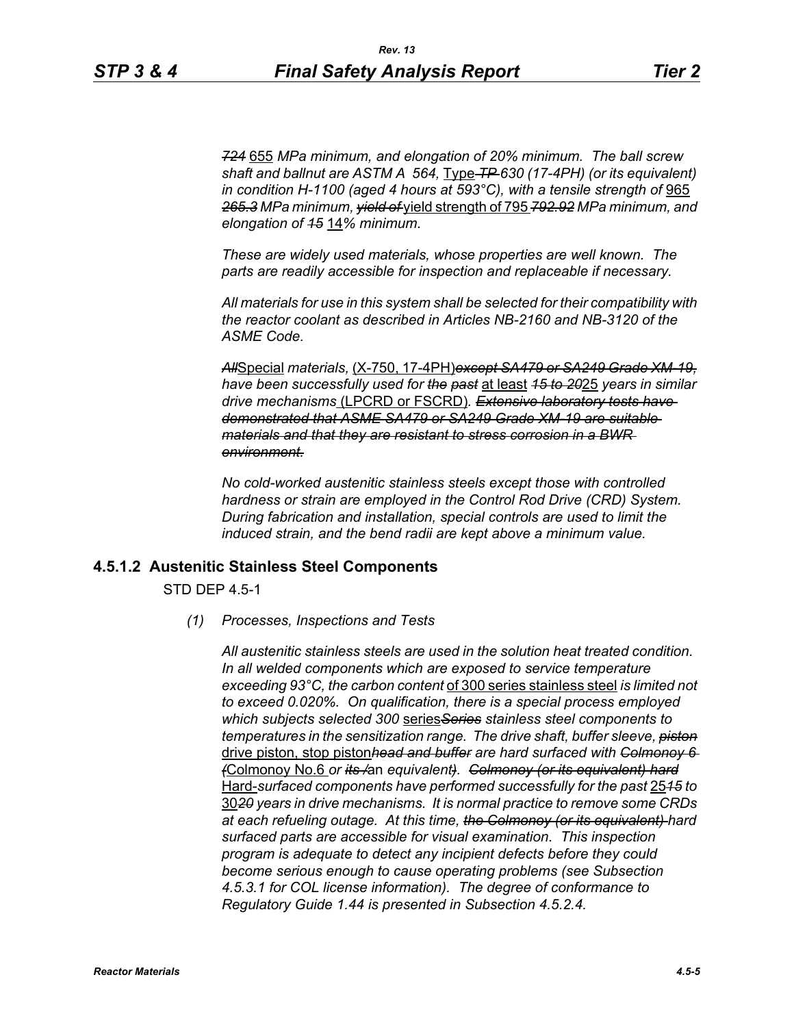*~~724~~* 655 *MPa minimum, and elongation of 20% minimum. The ball screw shaft and ballnut are ASTM A 564,* Type *~~TP~~ 630 (17-4PH) (or its equivalent) in condition H-1100 (aged 4 hours at 593°C), with a tensile strength of* 965 *~~265.3~~ MPa minimum, ~~yield of~~* yield strength of 795 *~~792.92~~ MPa minimum, and elongation of ~~15~~* 14*% minimum.*

*These are widely used materials, whose properties are well known. The parts are readily accessible for inspection and replaceable if necessary.*

*All materials for use in this system shall be selected for their compatibility with the reactor coolant as described in Articles NB-2160 and NB-3120 of the ASME Code.*

*~~All~~*Special *materials,* (X-750, 17-4PH)*~~except SA479 or SA249 Grade XM-19,~~ have been successfully used for ~~the past~~* at least *~~15 to 20~~*25 *years in similar drive mechanisms* (LPCRD or FSCRD)*. ~~Extensive laboratory tests have demonstrated that ASME SA479 or SA249 Grade XM-19 are suitable materials and that they are resistant to stress corrosion in a BWR environment.~~*

*No cold-worked austenitic stainless steels except those with controlled hardness or strain are employed in the Control Rod Drive (CRD) System. During fabrication and installation, special controls are used to limit the induced strain, and the bend radii are kept above a minimum value.*

### 4.5.1.2 Austenitic Stainless Steel Components

STD DEP 4.5-1

*(1) Processes, Inspections and Tests*

*All austenitic stainless steels are used in the solution heat treated condition. In all welded components which are exposed to service temperature exceeding 93°C, the carbon content* of 300 series stainless steel *is limited not to exceed 0.020%. On qualification, there is a special process employed which subjects selected 300* series*~~Series~~ stainless steel components to temperatures in the sensitization range. The drive shaft, buffer sleeve, ~~piston~~* drive piston, stop piston*~~head and buffer~~ are hard surfaced with ~~Colmonoy 6 (~~*Colmonoy No.6 *or ~~its /~~*an *equivalent~~)~~. ~~Colmonoy (or its equivalent) hard~~* Hard-*surfaced components have performed successfully for the past* 25*~~15~~ to* 30*~~20~~ years in drive mechanisms. It is normal practice to remove some CRDs at each refueling outage. At this time, ~~the Colmonoy (or its equivalent)~~ hard surfaced parts are accessible for visual examination. This inspection program is adequate to detect any incipient defects before they could become serious enough to cause operating problems (see Subsection 4.5.3.1 for COL license information). The degree of conformance to Regulatory Guide 1.44 is presented in Subsection 4.5.2.4.*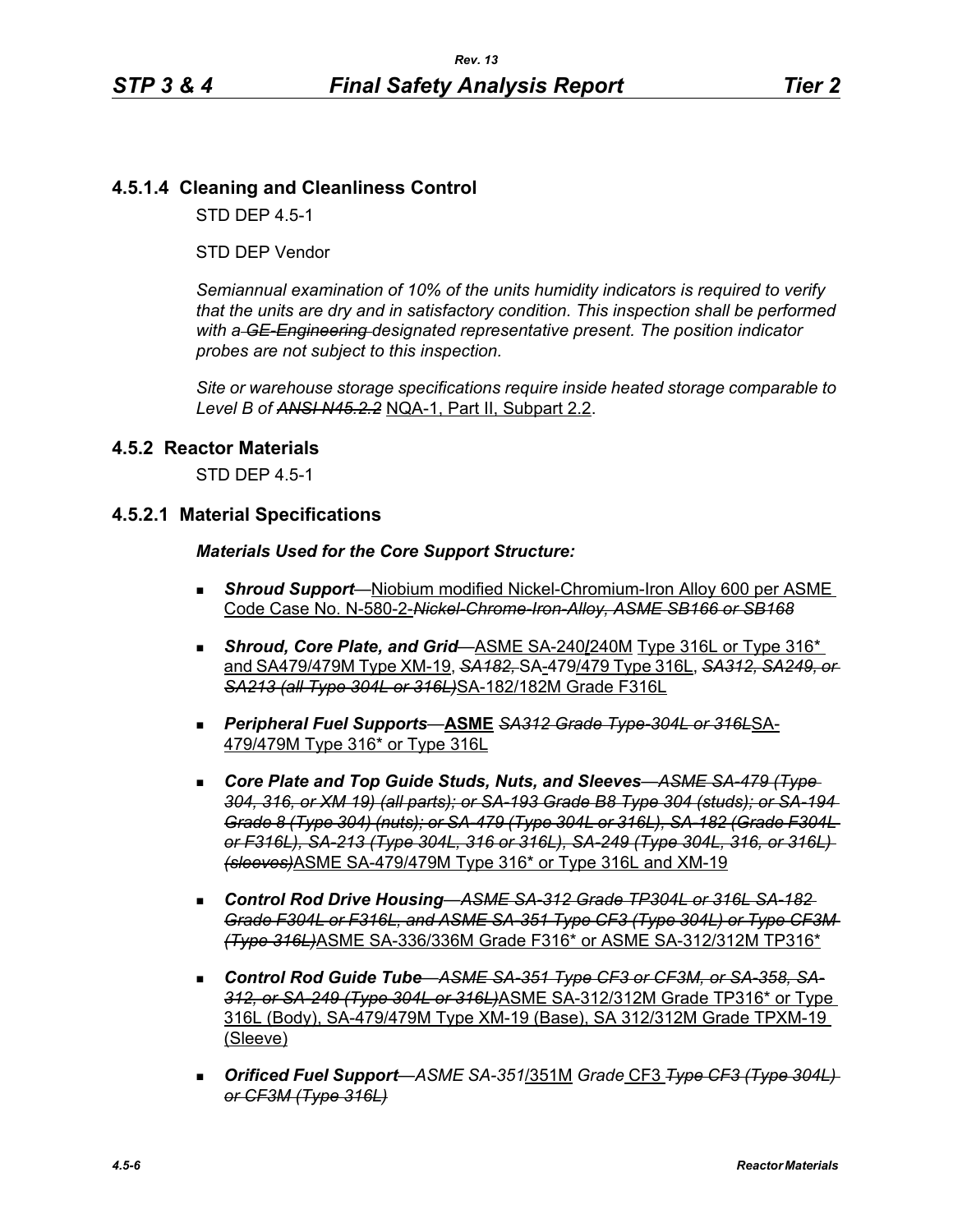## 4.5.1.4 Cleaning and Cleanliness Control

STD DEP 4.5-1

STD DEP Vendor

*Semiannual examination of 10% of the units humidity indicators is required to verify that the units are dry and in satisfactory condition. This inspection shall be performed with a ~~GE-Engineering~~ designated representative present. The position indicator probes are not subject to this inspection.*

*Site or warehouse storage specifications require inside heated storage comparable to Level B of ~~ANSI N45.2.2~~* NQA-1, Part II, Subpart 2.2.

## 4.5.2 Reactor Materials

STD DEP 4.5-1

### 4.5.2.1 Material Specifications

***Materials Used for the Core Support Structure:***

- ***Shroud Support***—Niobium modified Nickel-Chromium-Iron Alloy 600 per ASME Code Case No. N-580-2-~~*Nickel-Chrome-Iron-Alloy, ASME SB166 or SB168*~~
- ***Shroud, Core Plate, and Grid***—ASME SA-240/240M Type 316L or Type 316* and SA479/479M Type XM-19, ~~*SA182,*~~ SA-479/479 Type 316L, ~~*SA312, SA249, or SA213 (all Type 304L or 316L)*~~SA-182/182M Grade F316L
- ***Peripheral Fuel Supports***—**ASME** ~~*SA312 Grade Type-304L or 316L*~~SA-479/479M Type 316* or Type 316L
- ***Core Plate and Top Guide Studs, Nuts, and Sleeves***—~~*ASME SA-479 (Type 304, 316, or XM 19) (all parts); or SA-193 Grade B8 Type 304 (studs); or SA-194 Grade 8 (Type 304) (nuts); or SA-479 (Type 304L or 316L), SA-182 (Grade F304L or F316L), SA-213 (Type 304L, 316 or 316L), SA-249 (Type 304L, 316, or 316L) (sleeves)*~~ASME SA-479/479M Type 316* or Type 316L and XM-19
- ***Control Rod Drive Housing***—~~*ASME SA-312 Grade TP304L or 316L SA-182 Grade F304L or F316L, and ASME SA-351 Type CF3 (Type 304L) or Type CF3M (Type 316L)*~~ASME SA-336/336M Grade F316* or ASME SA-312/312M TP316*
- ***Control Rod Guide Tube***—~~*ASME SA-351 Type CF3 or CF3M, or SA-358, SA-312, or SA-249 (Type 304L or 316L)*~~ASME SA-312/312M Grade TP316* or Type 316L (Body), SA-479/479M Type XM-19 (Base), SA 312/312M Grade TPXM-19 (Sleeve)
- ***Orificed Fuel Support***—*ASME SA-351*/351M *Grade* CF3 ~~*Type CF3 (Type 304L) or CF3M (Type 316L)*~~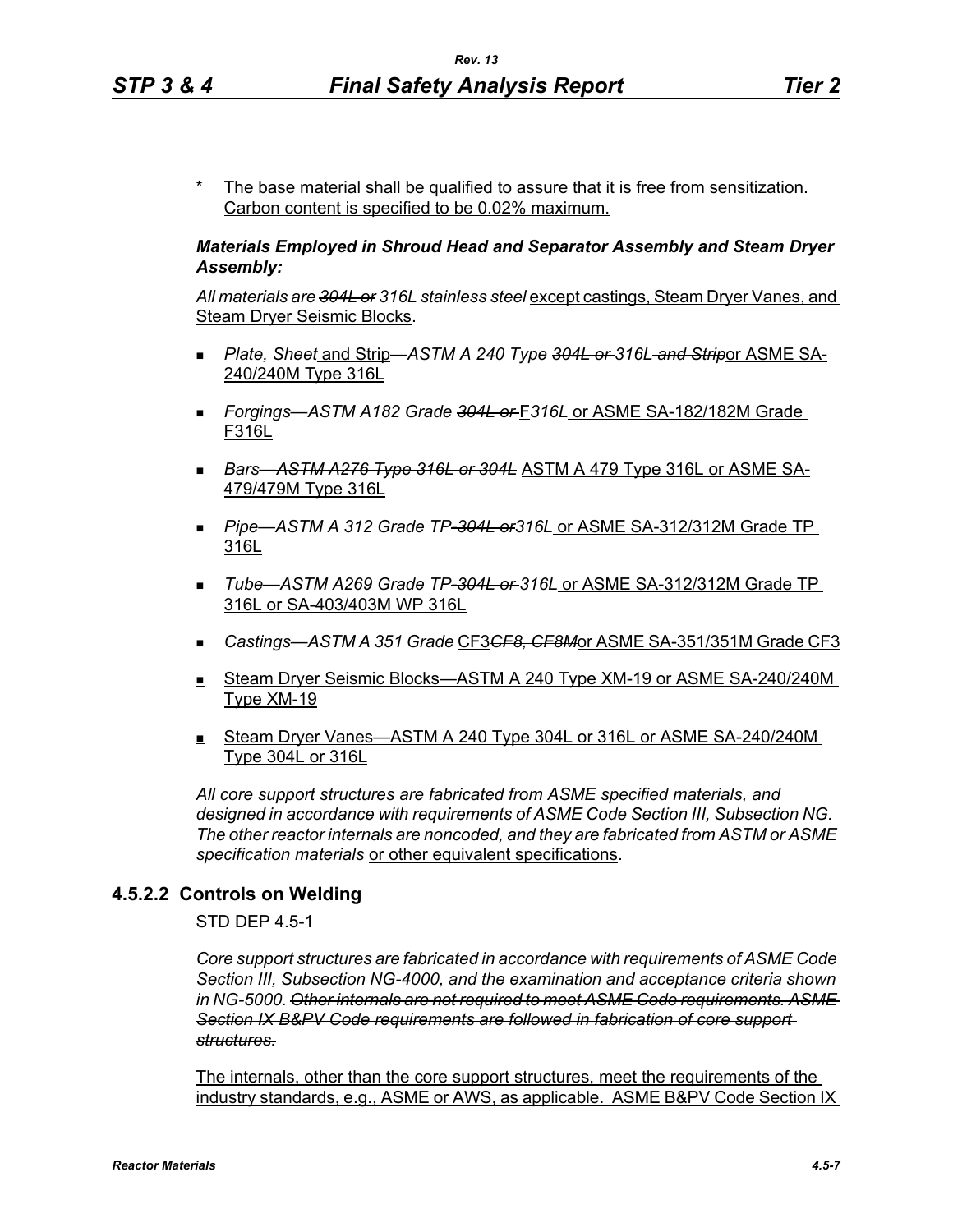\* The base material shall be qualified to assure that it is free from sensitization. Carbon content is specified to be 0.02% maximum.

***Materials Employed in Shroud Head and Separator Assembly and Steam Dryer Assembly:***

*All materials are ~~304L or~~ 316L stainless steel* except castings, Steam Dryer Vanes, and Steam Dryer Seismic Blocks.

- *Plate, Sheet* and Strip*—ASTM A 240 Type ~~304L or~~ 316L ~~and Strip~~*or ASME SA-240/240M Type 316L
- *Forgings—ASTM A182 Grade ~~304L or~~* F*316L* or ASME SA-182/182M Grade F316L
- *Bars—~~ASTM A276 Type 316L or 304L~~* ASTM A 479 Type 316L or ASME SA-479/479M Type 316L
- *Pipe—ASTM A 312 Grade TP ~~304L or~~316L* or ASME SA-312/312M Grade TP 316L
- *Tube—ASTM A269 Grade TP ~~304L or~~ 316L* or ASME SA-312/312M Grade TP 316L or SA-403/403M WP 316L
- *Castings—ASTM A 351 Grade* CF3*~~CF8, CF8M~~*or ASME SA-351/351M Grade CF3
- Steam Dryer Seismic Blocks—ASTM A 240 Type XM-19 or ASME SA-240/240M Type XM-19
- Steam Dryer Vanes—ASTM A 240 Type 304L or 316L or ASME SA-240/240M Type 304L or 316L

*All core support structures are fabricated from ASME specified materials, and designed in accordance with requirements of ASME Code Section III, Subsection NG. The other reactor internals are noncoded, and they are fabricated from ASTM or ASME specification materials* or other equivalent specifications.

### 4.5.2.2 Controls on Welding

STD DEP 4.5-1

*Core support structures are fabricated in accordance with requirements of ASME Code Section III, Subsection NG-4000, and the examination and acceptance criteria shown in NG-5000. ~~Other internals are not required to meet ASME Code requirements. ASME Section IX B&PV Code requirements are followed in fabrication of core support structures.~~*

The internals, other than the core support structures, meet the requirements of the industry standards, e.g., ASME or AWS, as applicable. ASME B&PV Code Section IX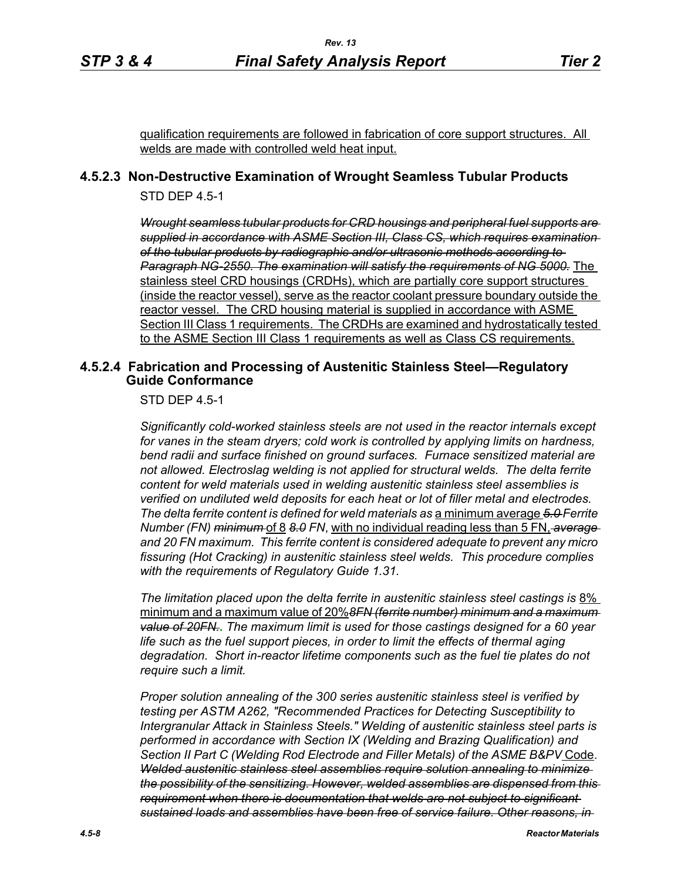qualification requirements are followed in fabrication of core support structures. All welds are made with controlled weld heat input.

### 4.5.2.3 Non-Destructive Examination of Wrought Seamless Tubular Products

STD DEP 4.5-1

~~*Wrought seamless tubular products for CRD housings and peripheral fuel supports are supplied in accordance with ASME Section III, Class CS, which requires examination of the tubular products by radiographic and/or ultrasonic methods according to Paragraph NG-2550. The examination will satisfy the requirements of NG 5000.*~~ The stainless steel CRD housings (CRDHs), which are partially core support structures (inside the reactor vessel), serve as the reactor coolant pressure boundary outside the reactor vessel. The CRD housing material is supplied in accordance with ASME Section III Class 1 requirements. The CRDHs are examined and hydrostatically tested to the ASME Section III Class 1 requirements as well as Class CS requirements.

### 4.5.2.4 Fabrication and Processing of Austenitic Stainless Steel—Regulatory Guide Conformance

STD DEP 4.5-1

*Significantly cold-worked stainless steels are not used in the reactor internals except for vanes in the steam dryers; cold work is controlled by applying limits on hardness, bend radii and surface finished on ground surfaces. Furnace sensitized material are not allowed. Electroslag welding is not applied for structural welds. The delta ferrite content for weld materials used in welding austenitic stainless steel assemblies is verified on undiluted weld deposits for each heat or lot of filler metal and electrodes. The delta ferrite content is defined for weld materials as* a minimum average ~~*5.0*~~ *Ferrite Number (FN)* ~~*minimum*~~ of 8 ~~*8.0*~~ *FN*, with no individual reading less than 5 FN, ~~*average*~~ *and 20 FN maximum. This ferrite content is considered adequate to prevent any micro fissuring (Hot Cracking) in austenitic stainless steel welds. This procedure complies with the requirements of Regulatory Guide 1.31.*

*The limitation placed upon the delta ferrite in austenitic stainless steel castings is* 8% minimum and a maximum value of 20%~~*8FN (ferrite number) minimum and a maximum value of 20FN.*~~. *The maximum limit is used for those castings designed for a 60 year life such as the fuel support pieces, in order to limit the effects of thermal aging degradation. Short in-reactor lifetime components such as the fuel tie plates do not require such a limit.*

*Proper solution annealing of the 300 series austenitic stainless steel is verified by testing per ASTM A262, "Recommended Practices for Detecting Susceptibility to Intergranular Attack in Stainless Steels." Welding of austenitic stainless steel parts is performed in accordance with Section IX (Welding and Brazing Qualification) and Section II Part C (Welding Rod Electrode and Filler Metals) of the ASME B&PV* Code. ~~*Welded austenitic stainless steel assemblies require solution annealing to minimize the possibility of the sensitizing. However, welded assemblies are dispensed from this requirement when there is documentation that welds are not subject to significant sustained loads and assemblies have been free of service failure. Other reasons, in*~~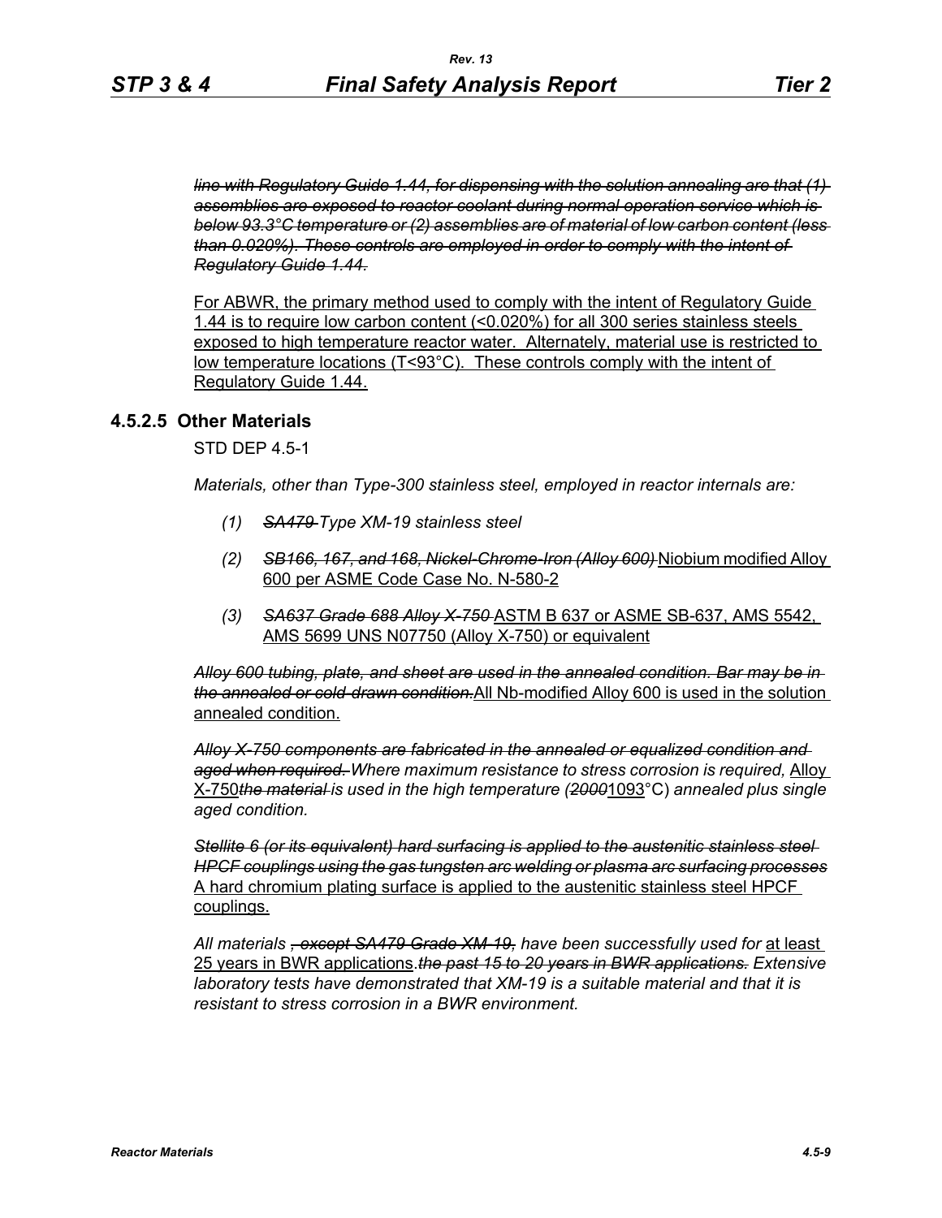~~*line with Regulatory Guide 1.44, for dispensing with the solution annealing are that (1) assemblies are exposed to reactor coolant during normal operation service which is below 93.3°C temperature or (2) assemblies are of material of low carbon content (less than 0.020%). These controls are employed in order to comply with the intent of Regulatory Guide 1.44.*~~

<u>For ABWR, the primary method used to comply with the intent of Regulatory Guide 1.44 is to require low carbon content (<0.020%) for all 300 series stainless steels exposed to high temperature reactor water. Alternately, material use is restricted to low temperature locations (T<93°C). These controls comply with the intent of Regulatory Guide 1.44.</u>

### 4.5.2.5 Other Materials

STD DEP 4.5-1

*Materials, other than Type-300 stainless steel, employed in reactor internals are:*

1. ~~*SA479*~~ *Type XM-19 stainless steel*
2. ~~*SB166, 167, and 168, Nickel-Chrome-Iron (Alloy 600)*~~ <u>Niobium modified Alloy 600 per ASME Code Case No. N-580-2</u>
3. ~~*SA637 Grade 688 Alloy X-750*~~ <u>ASTM B 637 or ASME SB-637, AMS 5542, AMS 5699 UNS N07750 (Alloy X-750) or equivalent</u>

~~*Alloy 600 tubing, plate, and sheet are used in the annealed condition. Bar may be in the annealed or cold-drawn condition.*~~<u>All Nb-modified Alloy 600 is used in the solution annealed condition.</u>

~~*Alloy X-750 components are fabricated in the annealed or equalized condition and aged when required.*~~ *Where maximum resistance to stress corrosion is required,* <u>Alloy X-750</u>~~*the material*~~ *is used in the high temperature (*~~*2000*~~<u>1093</u>°C) *annealed plus single aged condition.*

~~*Stellite 6 (or its equivalent) hard surfacing is applied to the austenitic stainless steel HPCF couplings using the gas tungsten arc welding or plasma arc surfacing processes*~~ <u>A hard chromium plating surface is applied to the austenitic stainless steel HPCF couplings.</u>

*All materials* ~~*, except SA479 Grade XM-19,*~~ *have been successfully used for* <u>at least 25 years in BWR applications</u>.~~*the past 15 to 20 years in BWR applications.*~~ *Extensive laboratory tests have demonstrated that XM-19 is a suitable material and that it is resistant to stress corrosion in a BWR environment.*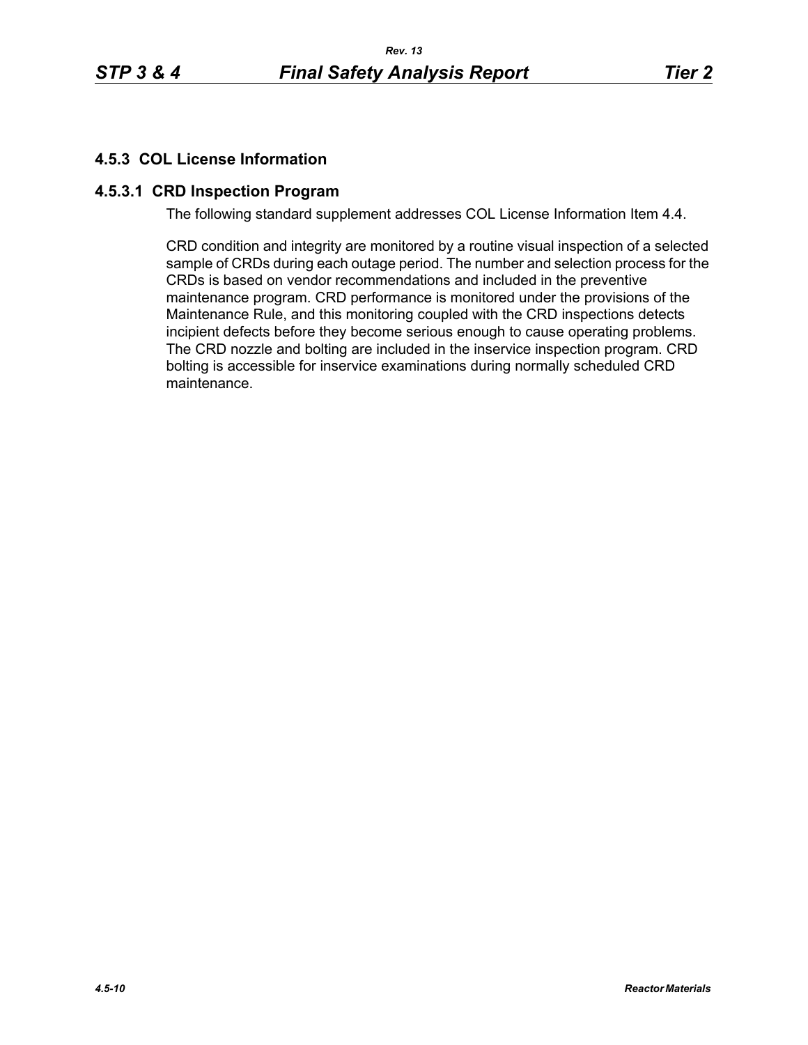## 4.5.3 COL License Information

### 4.5.3.1 CRD Inspection Program

The following standard supplement addresses COL License Information Item 4.4.

CRD condition and integrity are monitored by a routine visual inspection of a selected sample of CRDs during each outage period. The number and selection process for the CRDs is based on vendor recommendations and included in the preventive maintenance program. CRD performance is monitored under the provisions of the Maintenance Rule, and this monitoring coupled with the CRD inspections detects incipient defects before they become serious enough to cause operating problems. The CRD nozzle and bolting are included in the inservice inspection program. CRD bolting is accessible for inservice examinations during normally scheduled CRD maintenance.